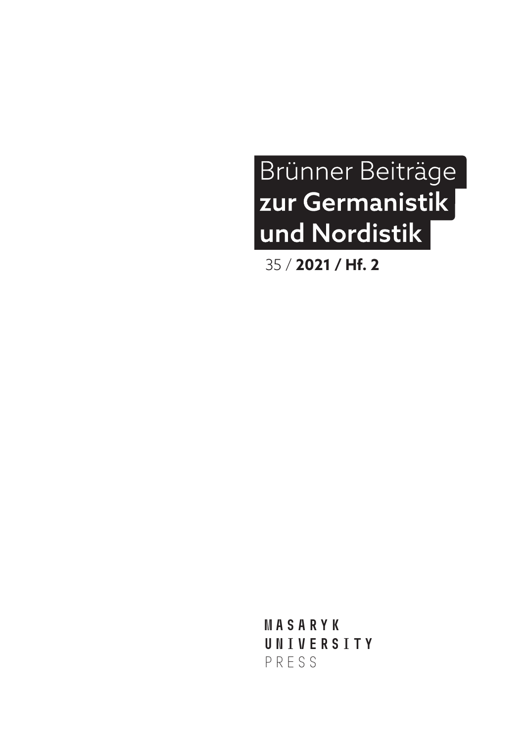# Brünner Beiträge **zur Germanistik und Nordistik**

35 / **2021 / Hf. 2**

MASARYK
UNIVERSITY
PRESS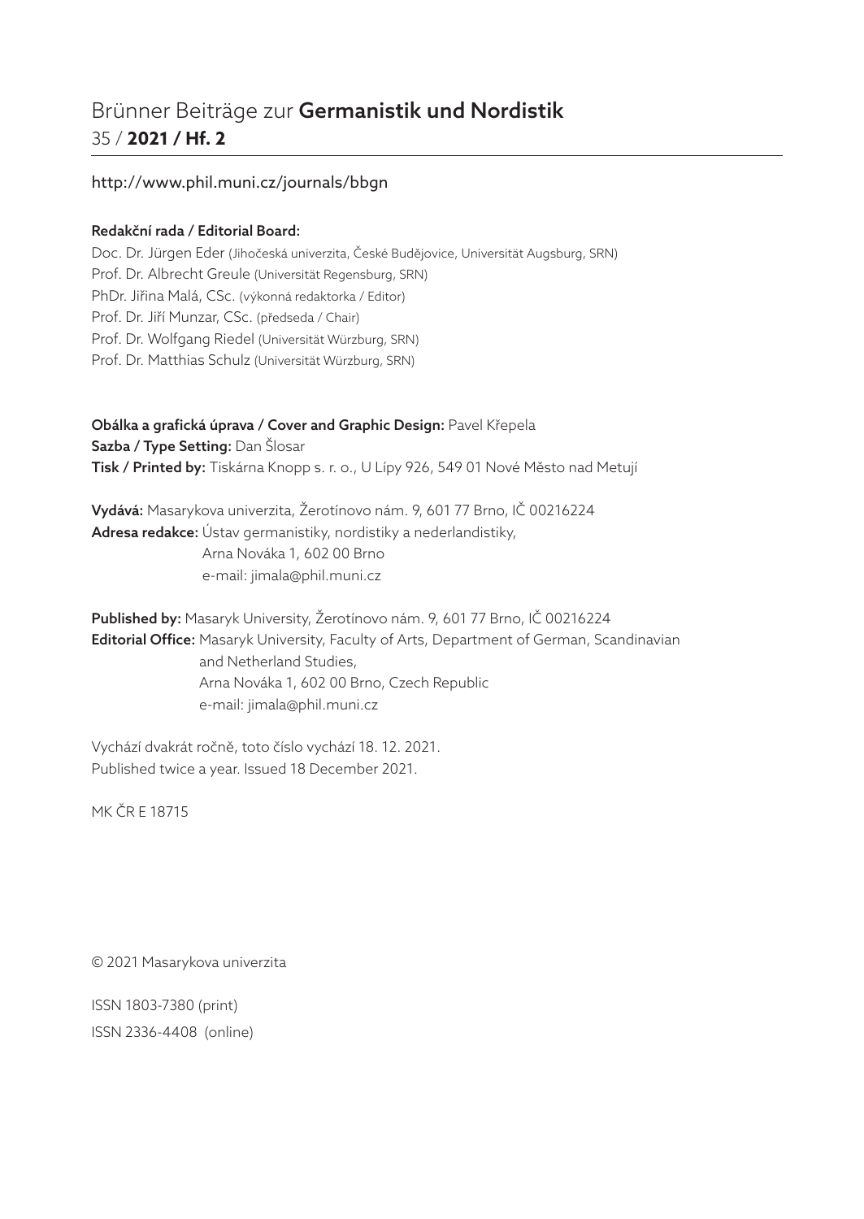# Brünner Beiträge zur **Germanistik und Nordistik**
35 / **2021 / Hf. 2**

http://www.phil.muni.cz/journals/bbgn

**Redakční rada / Editorial Board:**

Doc. Dr. Jürgen Eder (Jihočeská univerzita, České Budějovice, Universität Augsburg, SRN)
Prof. Dr. Albrecht Greule (Universität Regensburg, SRN)
PhDr. Jiřina Malá, CSc. (výkonná redaktorka / Editor)
Prof. Dr. Jiří Munzar, CSc. (předseda / Chair)
Prof. Dr. Wolfgang Riedel (Universität Würzburg, SRN)
Prof. Dr. Matthias Schulz (Universität Würzburg, SRN)

**Obálka a grafická úprava / Cover and Graphic Design:** Pavel Křepela
**Sazba / Type Setting:** Dan Šlosar
**Tisk / Printed by:** Tiskárna Knopp s. r. o., U Lípy 926, 549 01 Nové Město nad Metují

**Vydává:** Masarykova univerzita, Žerotínovo nám. 9, 601 77 Brno, IČ 00216224
**Adresa redakce:** Ústav germanistiky, nordistiky a nederlandistiky,
Arna Nováka 1, 602 00 Brno
e-mail: jimala@phil.muni.cz

**Published by:** Masaryk University, Žerotínovo nám. 9, 601 77 Brno, IČ 00216224
**Editorial Office:** Masaryk University, Faculty of Arts, Department of German, Scandinavian and Netherland Studies,
Arna Nováka 1, 602 00 Brno, Czech Republic
e-mail: jimala@phil.muni.cz

Vychází dvakrát ročně, toto číslo vychází 18. 12. 2021.
Published twice a year. Issued 18 December 2021.

MK ČR E 18715

© 2021 Masarykova univerzita

ISSN 1803-7380 (print)
ISSN 2336-4408 (online)